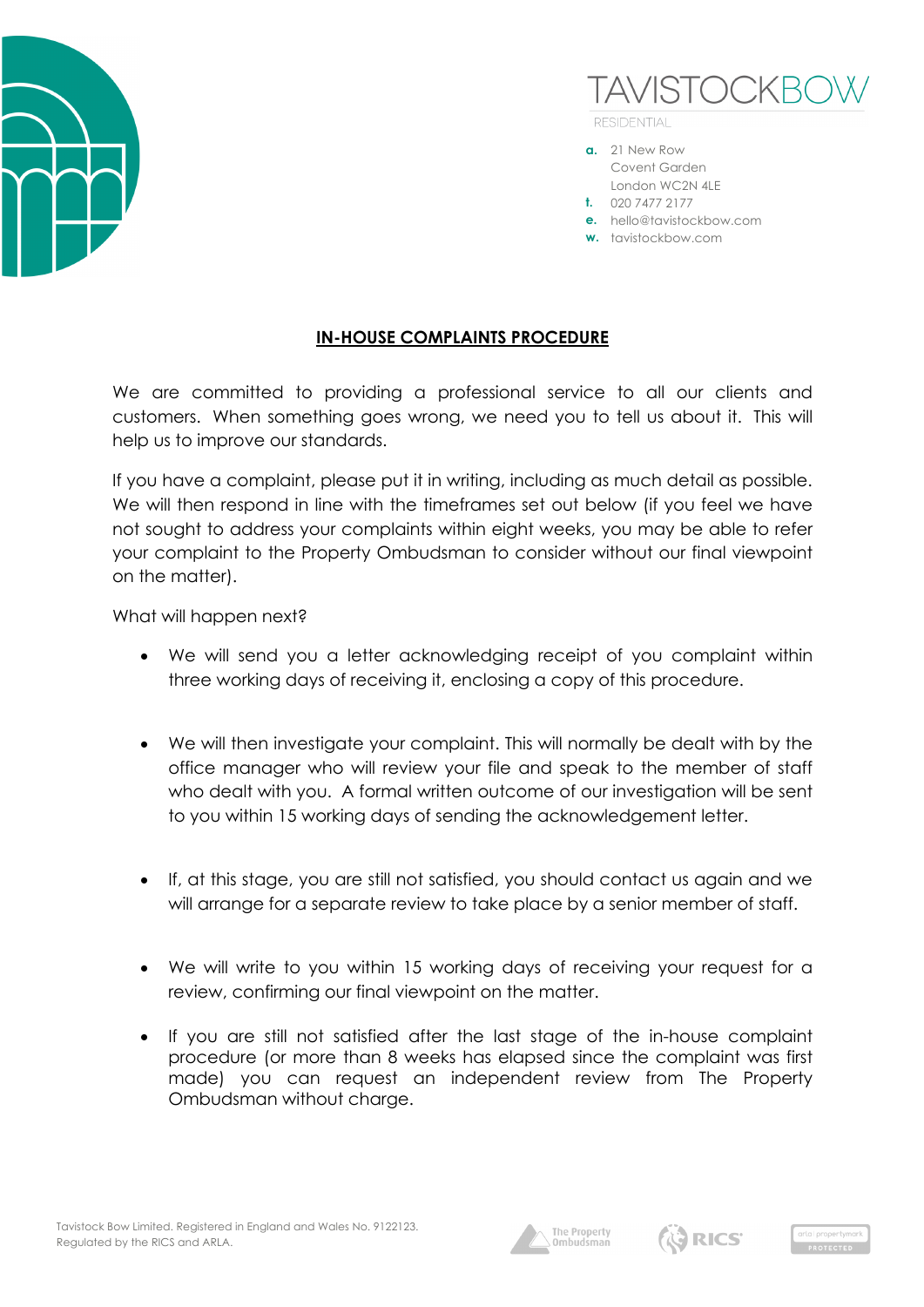TAVISTOCKBOW

RESIDENTIAL

**a.** 21 New Row
Covent Garden
London WC2N 4LE
**t.** 020 7477 2177
**e.** hello@tavistockbow.com
**w.** tavistockbow.com

# IN-HOUSE COMPLAINTS PROCEDURE

We are committed to providing a professional service to all our clients and customers. When something goes wrong, we need you to tell us about it. This will help us to improve our standards.

If you have a complaint, please put it in writing, including as much detail as possible. We will then respond in line with the timeframes set out below (if you feel we have not sought to address your complaints within eight weeks, you may be able to refer your complaint to the Property Ombudsman to consider without our final viewpoint on the matter).

What will happen next?

- We will send you a letter acknowledging receipt of you complaint within three working days of receiving it, enclosing a copy of this procedure.
- We will then investigate your complaint. This will normally be dealt with by the office manager who will review your file and speak to the member of staff who dealt with you. A formal written outcome of our investigation will be sent to you within 15 working days of sending the acknowledgement letter.
- If, at this stage, you are still not satisfied, you should contact us again and we will arrange for a separate review to take place by a senior member of staff.
- We will write to you within 15 working days of receiving your request for a review, confirming our final viewpoint on the matter.
- If you are still not satisfied after the last stage of the in-house complaint procedure (or more than 8 weeks has elapsed since the complaint was first made) you can request an independent review from The Property Ombudsman without charge.

Tavistock Bow Limited. Registered in England and Wales No. 9122123.
Regulated by the RICS and ARLA.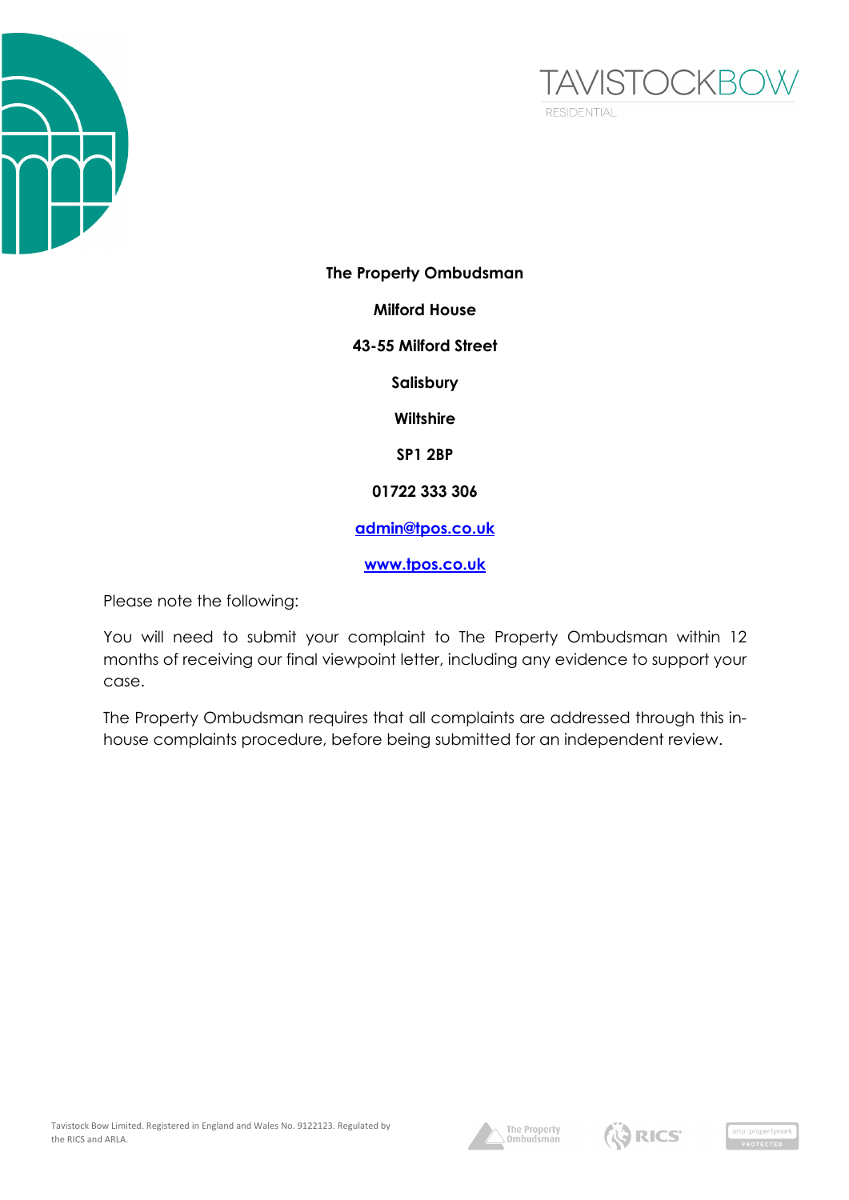**The Property Ombudsman**

**Milford House**

**43-55 Milford Street**

**Salisbury**

**Wiltshire**

**SP1 2BP**

**01722 333 306**

**admin@tpos.co.uk**

**www.tpos.co.uk**

Please note the following:

You will need to submit your complaint to The Property Ombudsman within 12 months of receiving our final viewpoint letter, including any evidence to support your case.

The Property Ombudsman requires that all complaints are addressed through this in-house complaints procedure, before being submitted for an independent review.